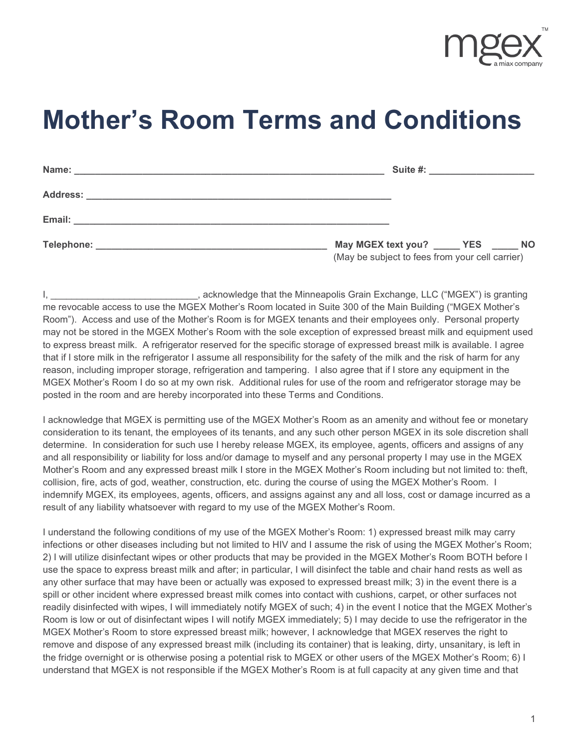# Mother's Room Terms and Conditions

**Name:** ____________________________________________________________ **Suite #:** ____________________

**Address:** ____________________________________________________________

**Email:** ____________________________________________________________

**Telephone:** ____________________________________________ **May MGEX text you?** _____ **YES** _____ **NO**
(May be subject to fees from your cell carrier)

I, ____________________________, acknowledge that the Minneapolis Grain Exchange, LLC ("MGEX") is granting me revocable access to use the MGEX Mother's Room located in Suite 300 of the Main Building ("MGEX Mother's Room"). Access and use of the Mother's Room is for MGEX tenants and their employees only. Personal property may not be stored in the MGEX Mother's Room with the sole exception of expressed breast milk and equipment used to express breast milk. A refrigerator reserved for the specific storage of expressed breast milk is available. I agree that if I store milk in the refrigerator I assume all responsibility for the safety of the milk and the risk of harm for any reason, including improper storage, refrigeration and tampering. I also agree that if I store any equipment in the MGEX Mother's Room I do so at my own risk. Additional rules for use of the room and refrigerator storage may be posted in the room and are hereby incorporated into these Terms and Conditions.

I acknowledge that MGEX is permitting use of the MGEX Mother's Room as an amenity and without fee or monetary consideration to its tenant, the employees of its tenants, and any such other person MGEX in its sole discretion shall determine. In consideration for such use I hereby release MGEX, its employee, agents, officers and assigns of any and all responsibility or liability for loss and/or damage to myself and any personal property I may use in the MGEX Mother's Room and any expressed breast milk I store in the MGEX Mother's Room including but not limited to: theft, collision, fire, acts of god, weather, construction, etc. during the course of using the MGEX Mother's Room. I indemnify MGEX, its employees, agents, officers, and assigns against any and all loss, cost or damage incurred as a result of any liability whatsoever with regard to my use of the MGEX Mother's Room.

I understand the following conditions of my use of the MGEX Mother's Room: 1) expressed breast milk may carry infections or other diseases including but not limited to HIV and I assume the risk of using the MGEX Mother's Room; 2) I will utilize disinfectant wipes or other products that may be provided in the MGEX Mother's Room BOTH before I use the space to express breast milk and after; in particular, I will disinfect the table and chair hand rests as well as any other surface that may have been or actually was exposed to expressed breast milk; 3) in the event there is a spill or other incident where expressed breast milk comes into contact with cushions, carpet, or other surfaces not readily disinfected with wipes, I will immediately notify MGEX of such; 4) in the event I notice that the MGEX Mother's Room is low or out of disinfectant wipes I will notify MGEX immediately; 5) I may decide to use the refrigerator in the MGEX Mother's Room to store expressed breast milk; however, I acknowledge that MGEX reserves the right to remove and dispose of any expressed breast milk (including its container) that is leaking, dirty, unsanitary, is left in the fridge overnight or is otherwise posing a potential risk to MGEX or other users of the MGEX Mother's Room; 6) I understand that MGEX is not responsible if the MGEX Mother's Room is at full capacity at any given time and that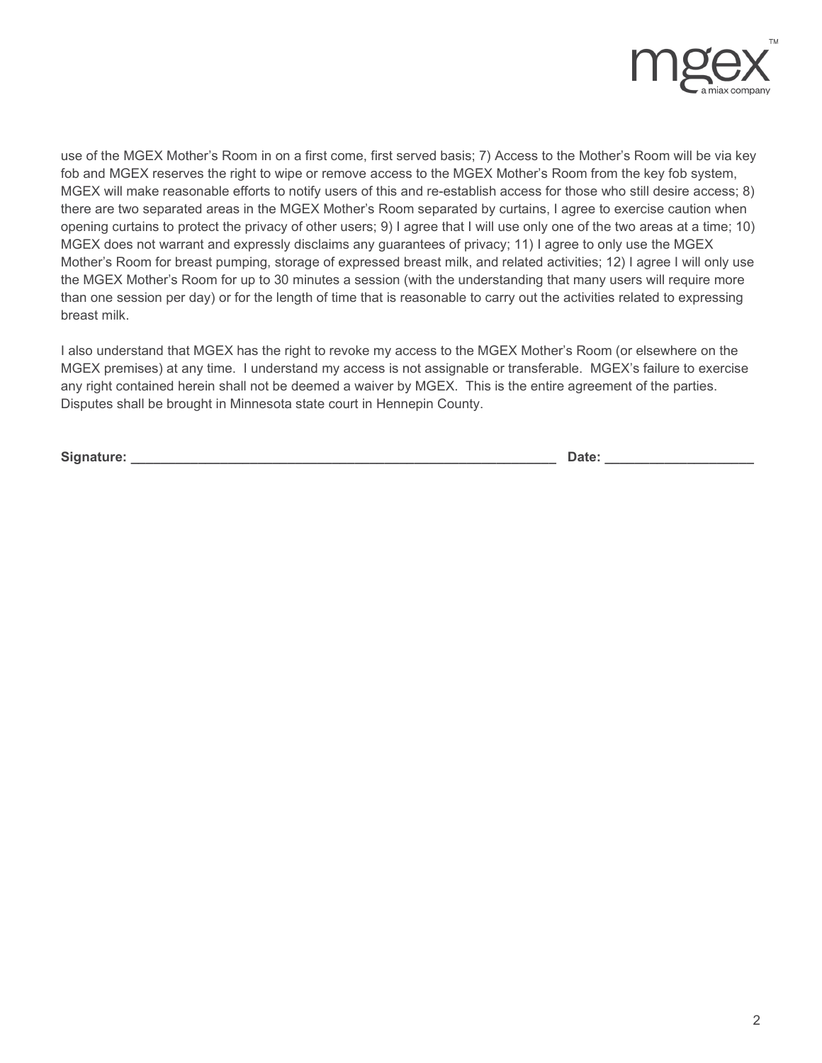use of the MGEX Mother's Room in on a first come, first served basis; 7) Access to the Mother's Room will be via key fob and MGEX reserves the right to wipe or remove access to the MGEX Mother's Room from the key fob system, MGEX will make reasonable efforts to notify users of this and re-establish access for those who still desire access; 8) there are two separated areas in the MGEX Mother's Room separated by curtains, I agree to exercise caution when opening curtains to protect the privacy of other users; 9) I agree that I will use only one of the two areas at a time; 10) MGEX does not warrant and expressly disclaims any guarantees of privacy; 11) I agree to only use the MGEX Mother's Room for breast pumping, storage of expressed breast milk, and related activities; 12) I agree I will only use the MGEX Mother's Room for up to 30 minutes a session (with the understanding that many users will require more than one session per day) or for the length of time that is reasonable to carry out the activities related to expressing breast milk.

I also understand that MGEX has the right to revoke my access to the MGEX Mother's Room (or elsewhere on the MGEX premises) at any time. I understand my access is not assignable or transferable. MGEX's failure to exercise any right contained herein shall not be deemed a waiver by MGEX. This is the entire agreement of the parties. Disputes shall be brought in Minnesota state court in Hennepin County.

**Signature: \_\_\_\_\_\_\_\_\_\_\_\_\_\_\_\_\_\_\_\_\_\_\_\_\_\_\_\_\_\_\_\_\_\_\_\_\_\_\_\_\_\_\_\_\_\_\_\_ Date: \_\_\_\_\_\_\_\_\_\_\_\_\_\_\_\_\_\_\_\_**